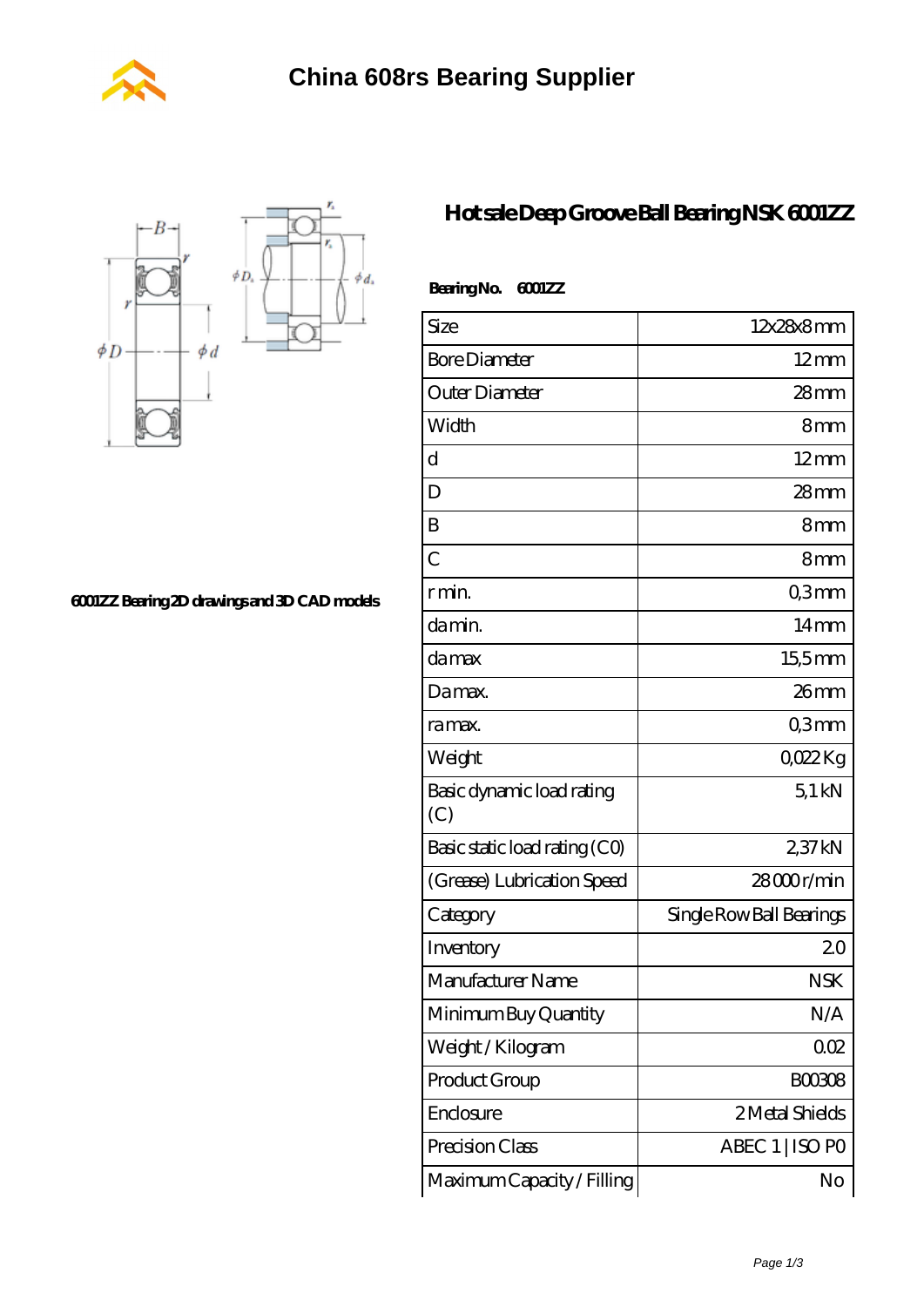# China 608rs Bearing Supplier

## Hot sale Deep Groove Ball Bearing NSK 6001ZZ

6001ZZ Bearing 2D drawings and 3D CAD models

**Bearing No. 6001ZZ**

| Size | 12x28x8 mm |
|---|---|
| Bore Diameter | 12 mm |
| Outer Diameter | 28 mm |
| Width | 8 mm |
| d | 12 mm |
| D | 28 mm |
| B | 8 mm |
| C | 8 mm |
| r min. | 0,3 mm |
| da min. | 14 mm |
| da max | 15,5 mm |
| Da max. | 26 mm |
| ra max. | 0,3 mm |
| Weight | 0,022 Kg |
| Basic dynamic load rating (C) | 5,1 kN |
| Basic static load rating (C0) | 2,37 kN |
| (Grease) Lubrication Speed | 28 000 r/min |
| Category | Single Row Ball Bearings |
| Inventory | 2.0 |
| Manufacturer Name | NSK |
| Minimum Buy Quantity | N/A |
| Weight / Kilogram | 0.02 |
| Product Group | B00308 |
| Enclosure | 2 Metal Shields |
| Precision Class | ABEC 1 \| ISO P0 |
| Maximum Capacity / Filling | No |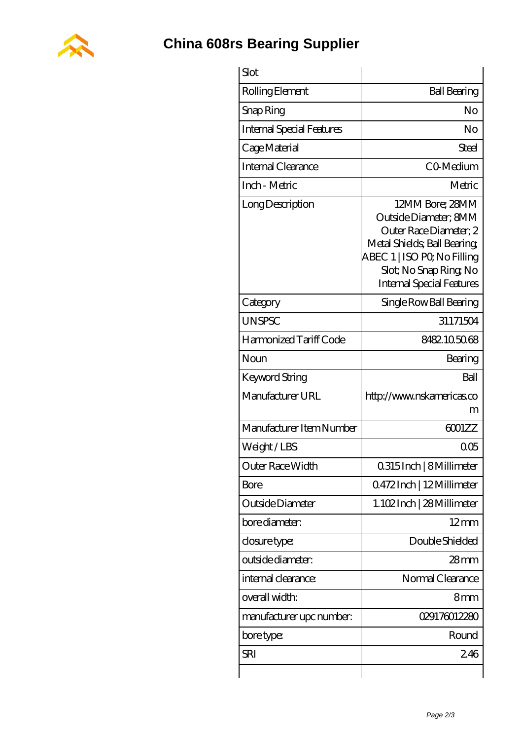# China 608rs Bearing Supplier

| Slot | |
|---|---|
| Rolling Element | Ball Bearing |
| Snap Ring | No |
| Internal Special Features | No |
| Cage Material | Steel |
| Internal Clearance | C0-Medium |
| Inch - Metric | Metric |
| Long Description | 12MM Bore; 28MM Outside Diameter; 8MM Outer Race Diameter; 2 Metal Shields; Ball Bearing; ABEC 1 \| ISO P0; No Filling Slot; No Snap Ring; No Internal Special Features |
| Category | Single Row Ball Bearing |
| UNSPSC | 31171504 |
| Harmonized Tariff Code | 8482.10.50.68 |
| Noun | Bearing |
| Keyword String | Ball |
| Manufacturer URL | http://www.nskamericas.com |
| Manufacturer Item Number | 6001ZZ |
| Weight / LBS | 0.05 |
| Outer Race Width | 0.315 Inch \| 8 Millimeter |
| Bore | 0.472 Inch \| 12 Millimeter |
| Outside Diameter | 1.102 Inch \| 28 Millimeter |
| bore diameter: | 12 mm |
| closure type: | Double Shielded |
| outside diameter: | 28 mm |
| internal clearance: | Normal Clearance |
| overall width: | 8 mm |
| manufacturer upc number: | 029176012280 |
| bore type: | Round |
| SRI | 2.46 |
| | |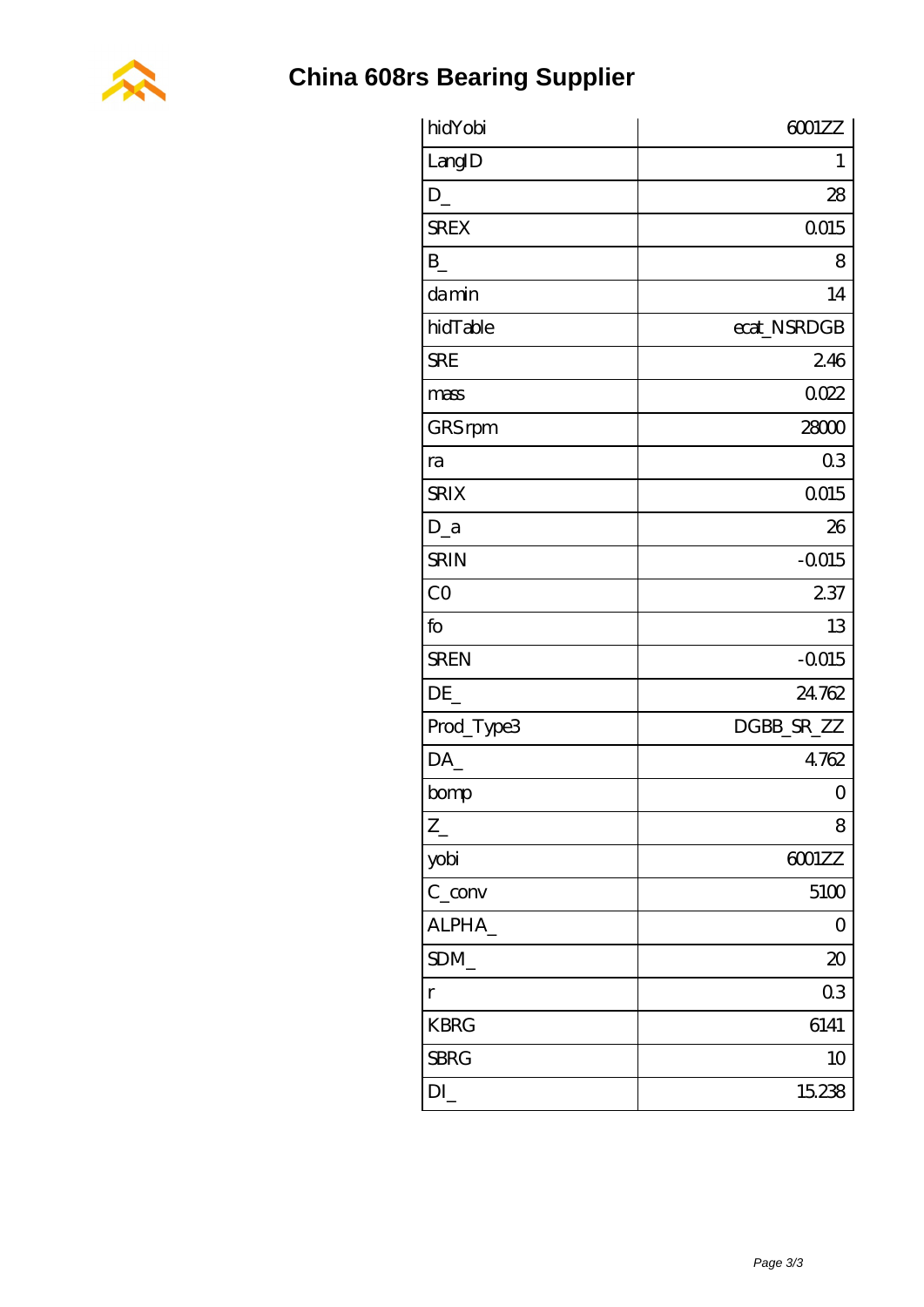| | |
|---|---|
| hidYobi | 6001ZZ |
| LangID | 1 |
| D_ | 28 |
| SREX | 0.015 |
| B_ | 8 |
| damin | 14 |
| hidTable | ecat_NSRDGB |
| SRE | 2.46 |
| mass | 0.022 |
| GRS rpm | 28000 |
| ra | 0.3 |
| SRIX | 0.015 |
| D_a | 26 |
| SRIN | -0.015 |
| C0 | 2.37 |
| fo | 13 |
| SREN | -0.015 |
| DE_ | 24.762 |
| Prod_Type3 | DGBB_SR_ZZ |
| DA_ | 4.762 |
| bomp | 0 |
| Z_ | 8 |
| yobi | 6001ZZ |
| C_conv | 5100 |
| ALPHA_ | 0 |
| SDM_ | 20 |
| r | 0.3 |
| KBRG | 6141 |
| SBRG | 10 |
| DI_ | 15.238 |